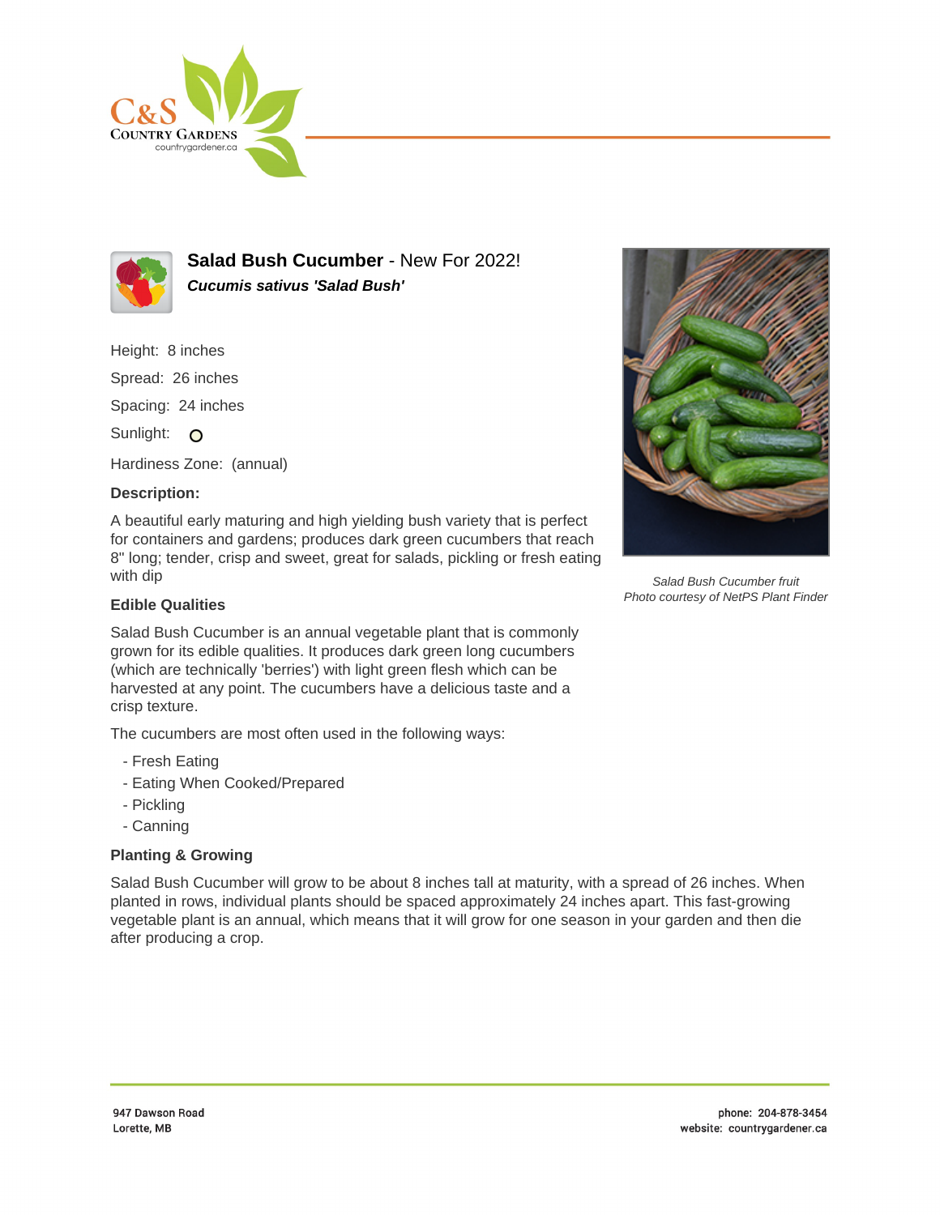# Salad Bush Cucumber - New For 2022!

***Cucumis sativus 'Salad Bush'***

Height: 8 inches

Spread: 26 inches

Spacing: 24 inches

Sunlight:

Hardiness Zone: (annual)

**Description:**

A beautiful early maturing and high yielding bush variety that is perfect for containers and gardens; produces dark green cucumbers that reach 8" long; tender, crisp and sweet, great for salads, pickling or fresh eating with dip

*Salad Bush Cucumber fruit*
*Photo courtesy of NetPS Plant Finder*

**Edible Qualities**

Salad Bush Cucumber is an annual vegetable plant that is commonly grown for its edible qualities. It produces dark green long cucumbers (which are technically 'berries') with light green flesh which can be harvested at any point. The cucumbers have a delicious taste and a crisp texture.

The cucumbers are most often used in the following ways:

- Fresh Eating
- Eating When Cooked/Prepared
- Pickling
- Canning

**Planting & Growing**

Salad Bush Cucumber will grow to be about 8 inches tall at maturity, with a spread of 26 inches. When planted in rows, individual plants should be spaced approximately 24 inches apart. This fast-growing vegetable plant is an annual, which means that it will grow for one season in your garden and then die after producing a crop.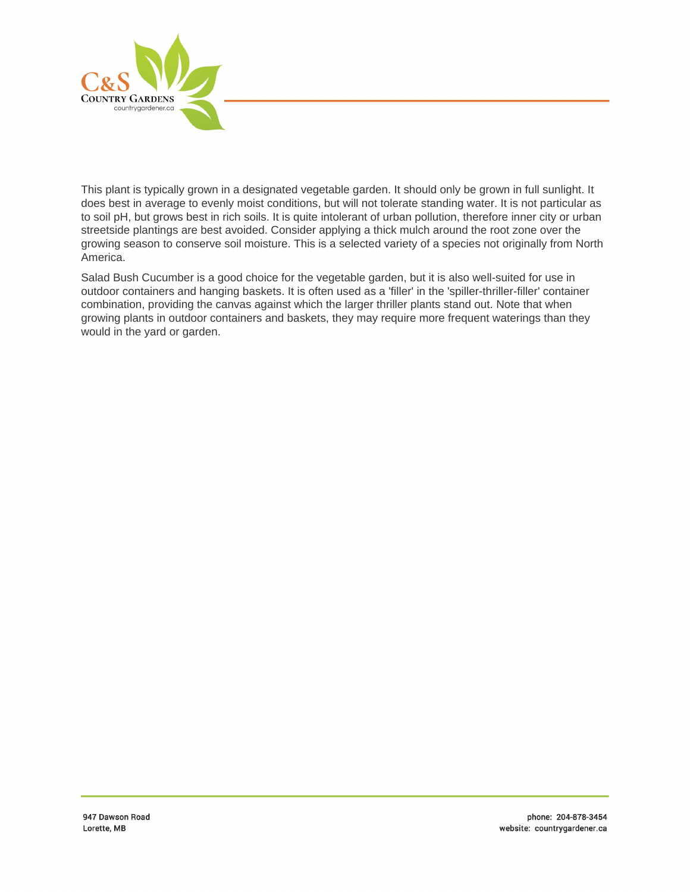This plant is typically grown in a designated vegetable garden. It should only be grown in full sunlight. It does best in average to evenly moist conditions, but will not tolerate standing water. It is not particular as to soil pH, but grows best in rich soils. It is quite intolerant of urban pollution, therefore inner city or urban streetside plantings are best avoided. Consider applying a thick mulch around the root zone over the growing season to conserve soil moisture. This is a selected variety of a species not originally from North America.

Salad Bush Cucumber is a good choice for the vegetable garden, but it is also well-suited for use in outdoor containers and hanging baskets. It is often used as a 'filler' in the 'spiller-thriller-filler' container combination, providing the canvas against which the larger thriller plants stand out. Note that when growing plants in outdoor containers and baskets, they may require more frequent waterings than they would in the yard or garden.